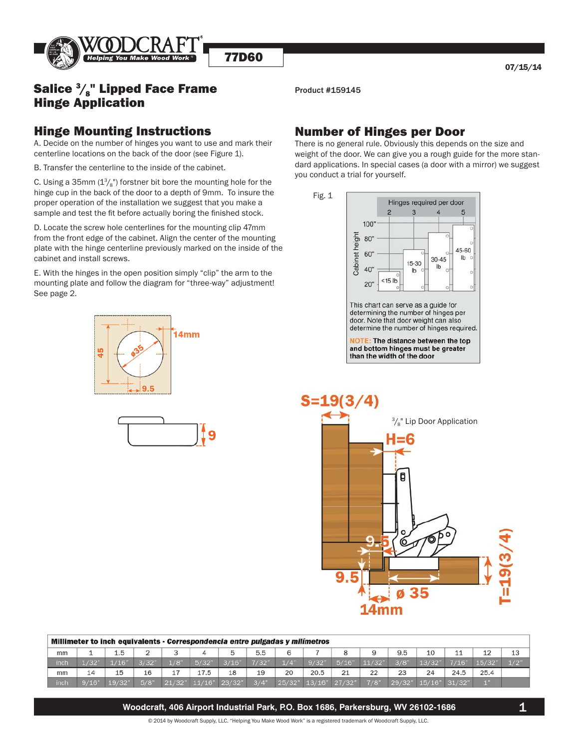77D60

07/15/14

# Salice $^3/_8$" Lipped Face Frame Hinge Application

Product #159145

## Hinge Mounting Instructions

A. Decide on the number of hinges you want to use and mark their centerline locations on the back of the door (see Figure 1).

B. Transfer the centerline to the inside of the cabinet.

C. Using a 35mm (1$^3/_8$") forstner bit bore the mounting hole for the hinge cup in the back of the door to a depth of 9mm. To insure the proper operation of the installation we suggest that you make a sample and test the fit before actually boring the finished stock.

D. Locate the screw hole centerlines for the mounting clip 47mm from the front edge of the cabinet. Align the center of the mounting plate with the hinge centerline previously marked on the inside of the cabinet and install screws.

E. With the hinges in the open position simply "clip" the arm to the mounting plate and follow the diagram for "three-way" adjustment! See page 2.

## Number of Hinges per Door

There is no general rule. Obviously this depends on the size and weight of the door. We can give you a rough guide for the more standard applications. In special cases (a door with a mirror) we suggest you conduct a trial for yourself.

Fig. 1

This chart can serve as a guide for determining the number of hinges per door. Note that door weight can also determine the number of hinges required.

**NOTE: The distance between the top and bottom hinges must be greater than the width of the door**

$^3/_8$" Lip Door Application

| **Millimeter to inch equivalents - *Correspondencia entre pulgadas y milímetros*** | | | | | | | | | | | | | | | | |
|---|---|---|---|---|---|---|---|---|---|---|---|---|---|---|---|---|
| mm | 1 | 1.5 | 2 | 3 | 4 | 5 | 5.5 | 6 | 7 | 8 | 9 | 9.5 | 10 | 11 | 12 | 13 |
| inch | 1/32" | 1/16" | 3/32" | 1/8" | 5/32" | 3/16" | 7/32" | 1/4" | 9/32" | 5/16" | 11/32" | 3/8" | 13/32" | 7/16" | 15/32" | 1/2" |
| mm | 14 | 15 | 16 | 17 | 17.5 | 18 | 19 | 20 | 20.5 | 21 | 22 | 23 | 24 | 24.5 | 25.4 | |
| inch | 9/16" | 19/32" | 5/8" | 21/32" | 11/16" | 23/32" | 3/4" | 25/32" | 13/16" | 27/32" | 7/8" | 29/32" | 15/16" | 31/32" | 1" | |

Woodcraft, 406 Airport Industrial Park, P.O. Box 1686, Parkersburg, WV 26102-1686

© 2014 by Woodcraft Supply, LLC. "Helping You Make Wood Work" is a registered trademark of Woodcraft Supply, LLC.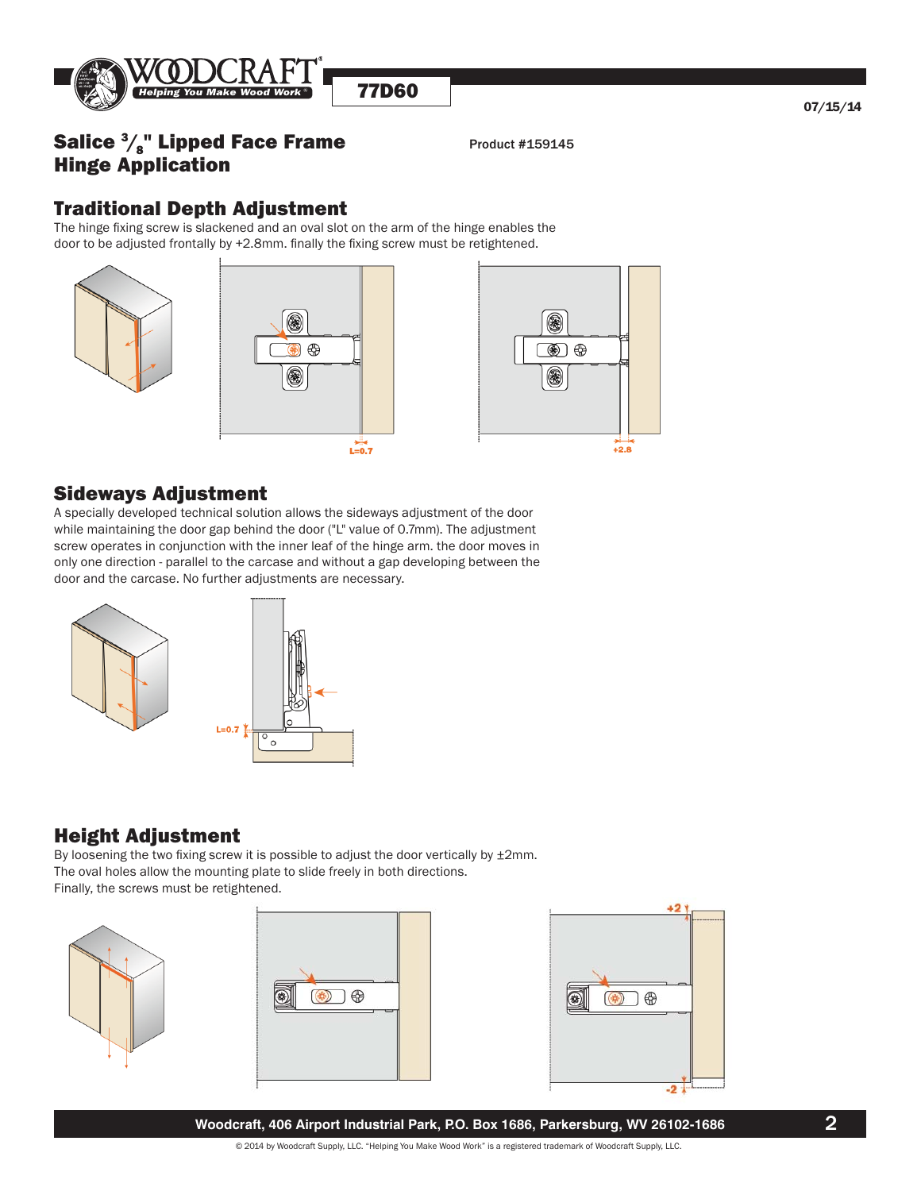# Salice $^3/_8$" Lipped Face Frame Hinge Application

Product #159145

## Traditional Depth Adjustment

The hinge fixing screw is slackened and an oval slot on the arm of the hinge enables the door to be adjusted frontally by +2.8mm. finally the fixing screw must be retightened.

L=0.7

+2.8

## Sideways Adjustment

A specially developed technical solution allows the sideways adjustment of the door while maintaining the door gap behind the door ("L" value of 0.7mm). The adjustment screw operates in conjunction with the inner leaf of the hinge arm. the door moves in only one direction - parallel to the carcase and without a gap developing between the door and the carcase. No further adjustments are necessary.

L=0.7

## Height Adjustment

By loosening the two fixing screw it is possible to adjust the door vertically by ±2mm. The oval holes allow the mounting plate to slide freely in both directions. Finally, the screws must be retightened.

+2

-2